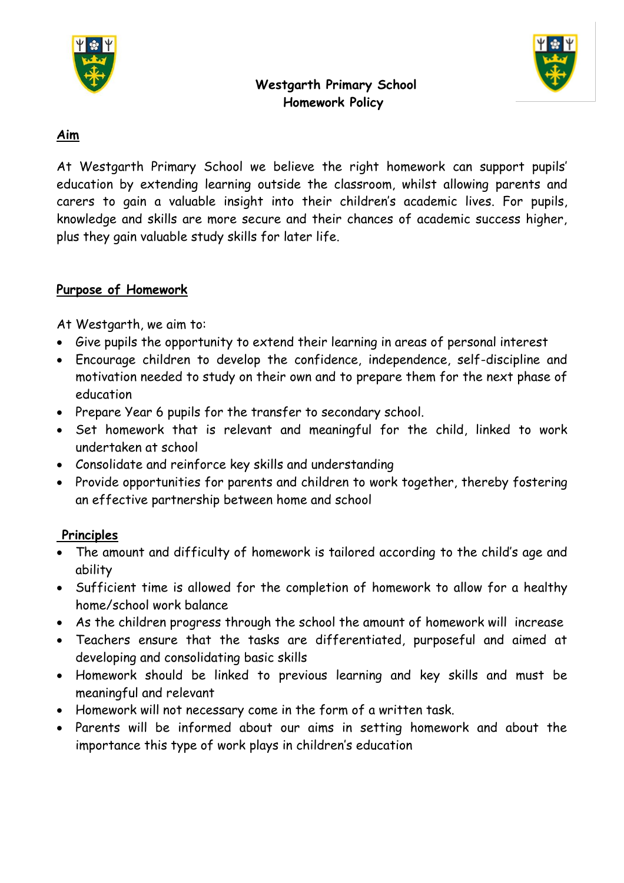# Westgarth Primary School
## Homework Policy

### Aim

At Westgarth Primary School we believe the right homework can support pupils' education by extending learning outside the classroom, whilst allowing parents and carers to gain a valuable insight into their children's academic lives. For pupils, knowledge and skills are more secure and their chances of academic success higher, plus they gain valuable study skills for later life.

### Purpose of Homework

At Westgarth, we aim to:

- Give pupils the opportunity to extend their learning in areas of personal interest
- Encourage children to develop the confidence, independence, self-discipline and motivation needed to study on their own and to prepare them for the next phase of education
- Prepare Year 6 pupils for the transfer to secondary school.
- Set homework that is relevant and meaningful for the child, linked to work undertaken at school
- Consolidate and reinforce key skills and understanding
- Provide opportunities for parents and children to work together, thereby fostering an effective partnership between home and school

### Principles

- The amount and difficulty of homework is tailored according to the child's age and ability
- Sufficient time is allowed for the completion of homework to allow for a healthy home/school work balance
- As the children progress through the school the amount of homework will increase
- Teachers ensure that the tasks are differentiated, purposeful and aimed at developing and consolidating basic skills
- Homework should be linked to previous learning and key skills and must be meaningful and relevant
- Homework will not necessary come in the form of a written task.
- Parents will be informed about our aims in setting homework and about the importance this type of work plays in children's education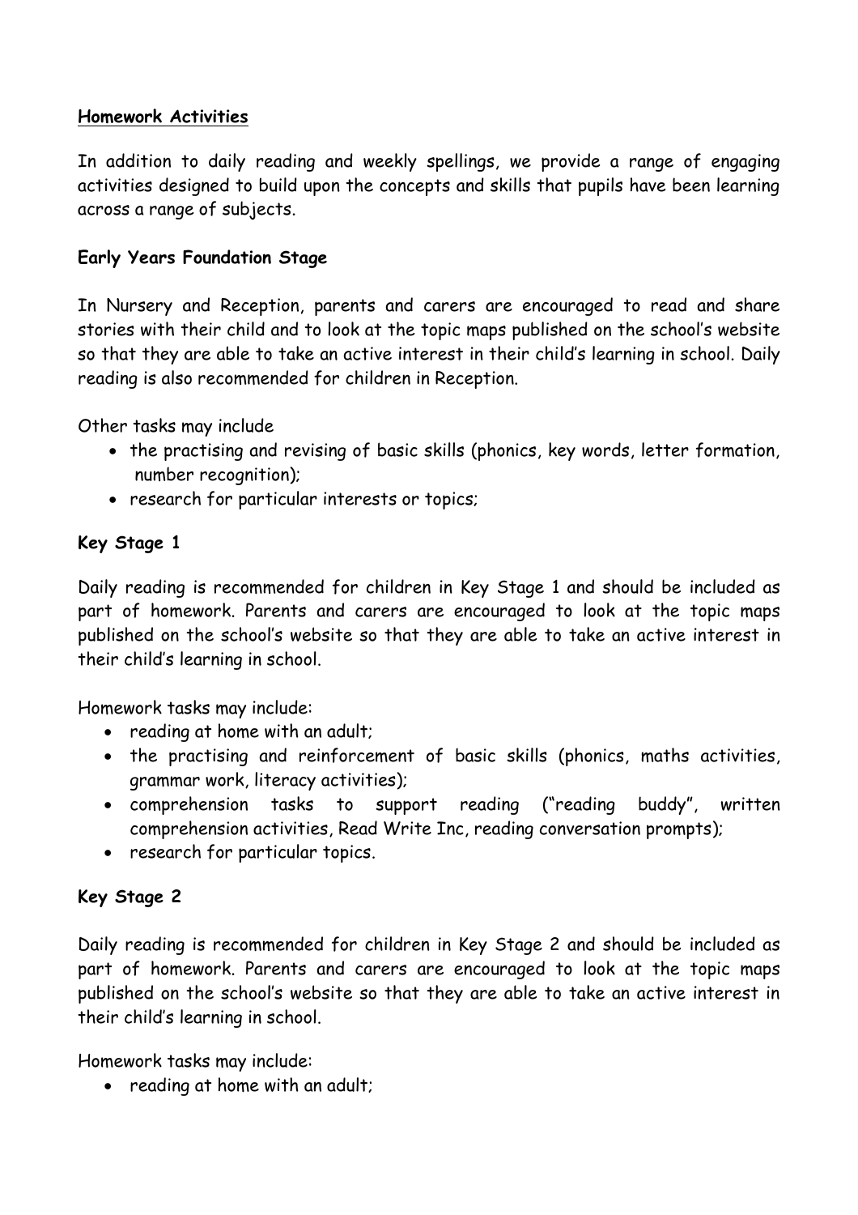## Homework Activities

In addition to daily reading and weekly spellings, we provide a range of engaging activities designed to build upon the concepts and skills that pupils have been learning across a range of subjects.

### Early Years Foundation Stage

In Nursery and Reception, parents and carers are encouraged to read and share stories with their child and to look at the topic maps published on the school's website so that they are able to take an active interest in their child's learning in school. Daily reading is also recommended for children in Reception.

Other tasks may include

- the practising and revising of basic skills (phonics, key words, letter formation, number recognition);
- research for particular interests or topics;

### Key Stage 1

Daily reading is recommended for children in Key Stage 1 and should be included as part of homework. Parents and carers are encouraged to look at the topic maps published on the school's website so that they are able to take an active interest in their child's learning in school.

Homework tasks may include:

- reading at home with an adult;
- the practising and reinforcement of basic skills (phonics, maths activities, grammar work, literacy activities);
- comprehension tasks to support reading ("reading buddy", written comprehension activities, Read Write Inc, reading conversation prompts);
- research for particular topics.

### Key Stage 2

Daily reading is recommended for children in Key Stage 2 and should be included as part of homework. Parents and carers are encouraged to look at the topic maps published on the school's website so that they are able to take an active interest in their child's learning in school.

Homework tasks may include:

- reading at home with an adult;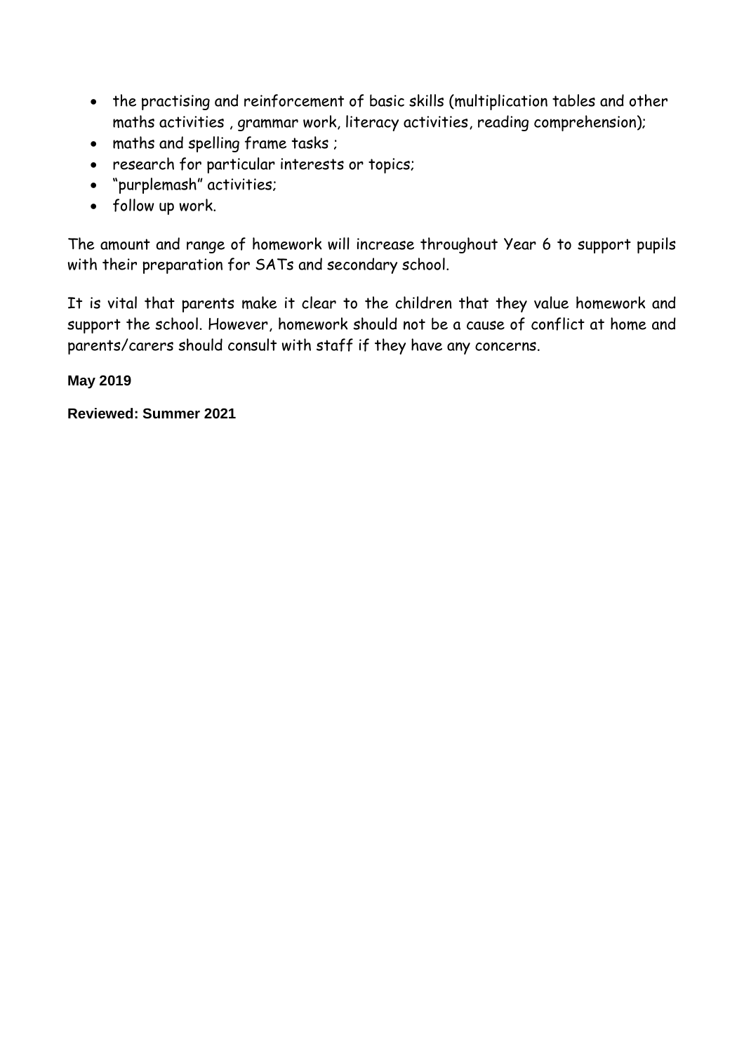- the practising and reinforcement of basic skills (multiplication tables and other maths activities , grammar work, literacy activities, reading comprehension);
- maths and spelling frame tasks ;
- research for particular interests or topics;
- "purplemash" activities;
- follow up work.

The amount and range of homework will increase throughout Year 6 to support pupils with their preparation for SATs and secondary school.

It is vital that parents make it clear to the children that they value homework and support the school. However, homework should not be a cause of conflict at home and parents/carers should consult with staff if they have any concerns.

**May 2019**

**Reviewed: Summer 2021**